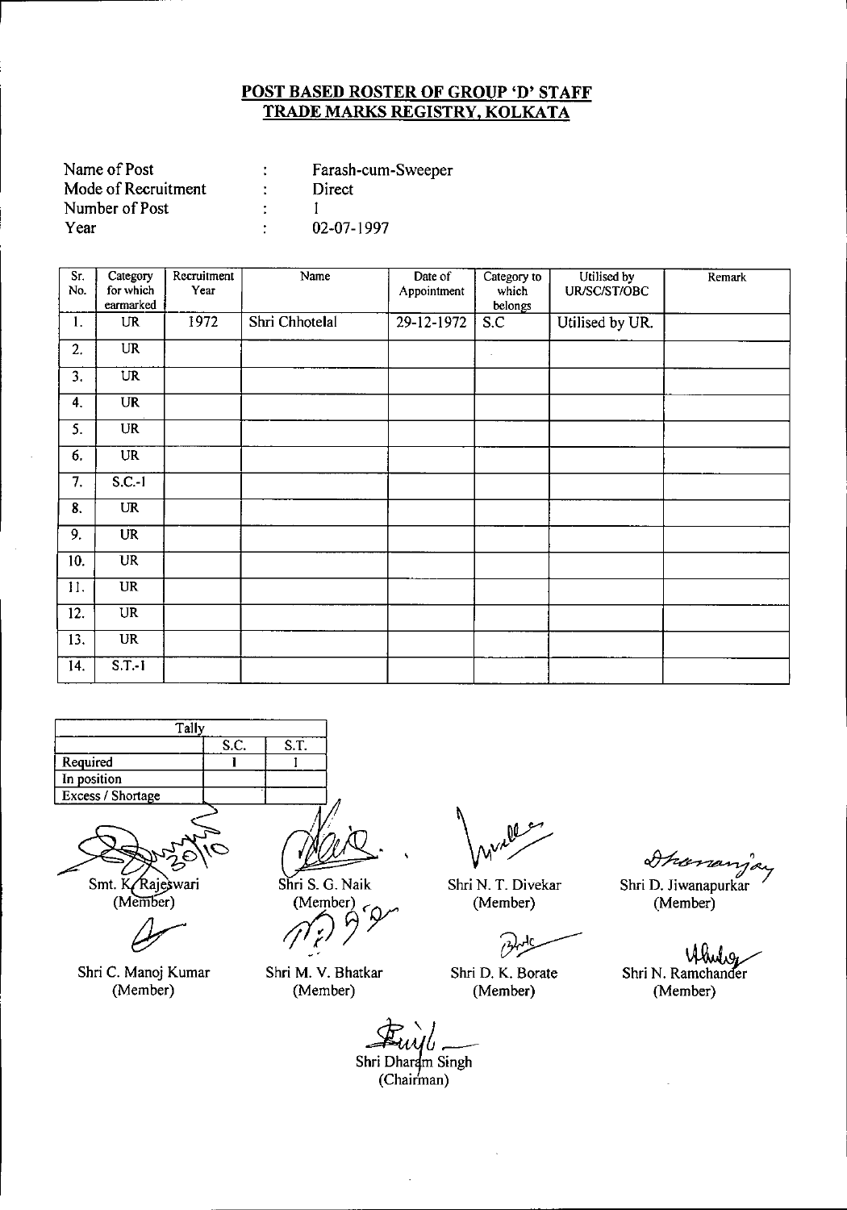# POST BASED ROSTER OF GROUP 'D' STAFF
# TRADE MARKS REGISTRY, KOLKATA

Name of Post : Farash-cum-Sweeper
Mode of Recruitment : Direct
Number of Post : 1
Year : 02-07-1997

| Sr. No. | Category for which earmarked | Recruitment Year | Name | Date of Appointment | Category to which belongs | Utilised by UR/SC/ST/OBC | Remark |
|---|---|---|---|---|---|---|---|
| 1. | UR | 1972 | Shri Chhotelal | 29-12-1972 | S.C | Utilised by UR. | |
| 2. | UR | | | | | | |
| 3. | UR | | | | | | |
| 4. | UR | | | | | | |
| 5. | UR | | | | | | |
| 6. | UR | | | | | | |
| 7. | S.C.-1 | | | | | | |
| 8. | UR | | | | | | |
| 9. | UR | | | | | | |
| 10. | UR | | | | | | |
| 11. | UR | | | | | | |
| 12. | UR | | | | | | |
| 13. | UR | | | | | | |
| 14. | S.T.-1 | | | | | | |

| Tally | | |
|---|---|---|
| | S.C. | S.T. |
| Required | 1 | 1 |
| In position | | |
| Excess / Shortage | | |

Smt. K. Rajeswari (Member)
Shri S. G. Naik (Member)
Shri N. T. Divekar (Member)
Shri D. Jiwanapurkar (Member)

Shri C. Manoj Kumar (Member)
Shri M. V. Bhatkar (Member)
Shri D. K. Borate (Member)
Shri N. Ramchander (Member)

Shri Dharam Singh (Chairman)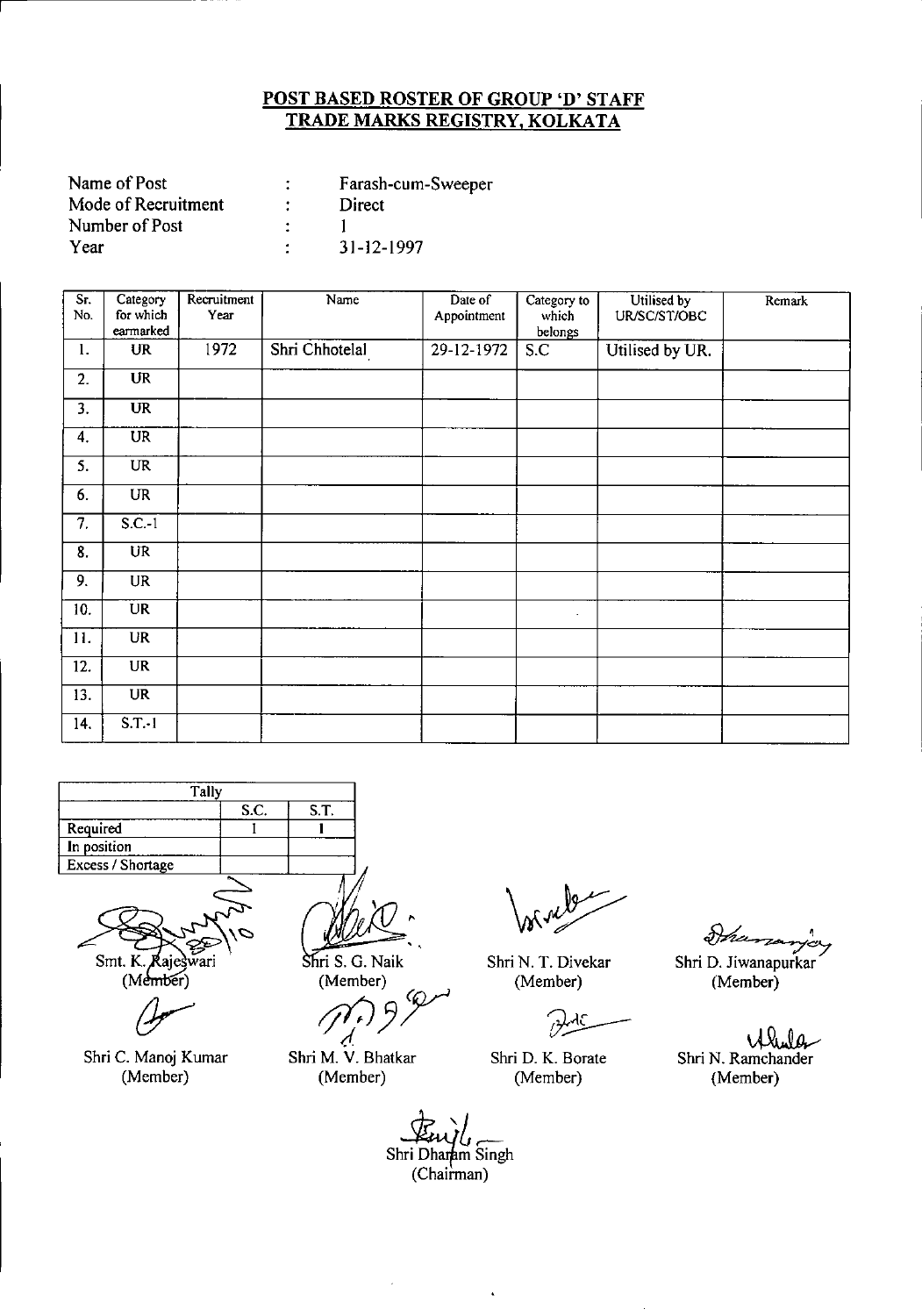## POST BASED ROSTER OF GROUP 'D' STAFF
## TRADE MARKS REGISTRY, KOLKATA

| | | |
|---|---|---|
| Name of Post | : | Farash-cum-Sweeper |
| Mode of Recruitment | : | Direct |
| Number of Post | : | 1 |
| Year | : | 31-12-1997 |

| Sr. No. | Category for which earmarked | Recruitment Year | Name | Date of Appointment | Category to which belongs | Utilised by UR/SC/ST/OBC | Remark |
|---|---|---|---|---|---|---|---|
| 1. | UR | 1972 | Shri Chhotelal | 29-12-1972 | S.C | Utilised by UR. | |
| 2. | UR | | | | | | |
| 3. | UR | | | | | | |
| 4. | UR | | | | | | |
| 5. | UR | | | | | | |
| 6. | UR | | | | | | |
| 7. | S.C.-1 | | | | | | |
| 8. | UR | | | | | | |
| 9. | UR | | | | | | |
| 10. | UR | | | | | | |
| 11. | UR | | | | | | |
| 12. | UR | | | | | | |
| 13. | UR | | | | | | |
| 14. | S.T.-1 | | | | | | |

| Tally | S.C. | S.T. |
|---|---|---|
| Required | 1 | 1 |
| In position | | |
| Excess / Shortage | | |

Smt. K. Rajeswari (Member)

Shri S. G. Naik (Member)

Shri N. T. Divekar (Member)

Shri D. Jiwanapurkar (Member)

Shri C. Manoj Kumar (Member)

Shri M. V. Bhatkar (Member)

Shri D. K. Borate (Member)

Shri N. Ramchander (Member)

Shri Dharam Singh (Chairman)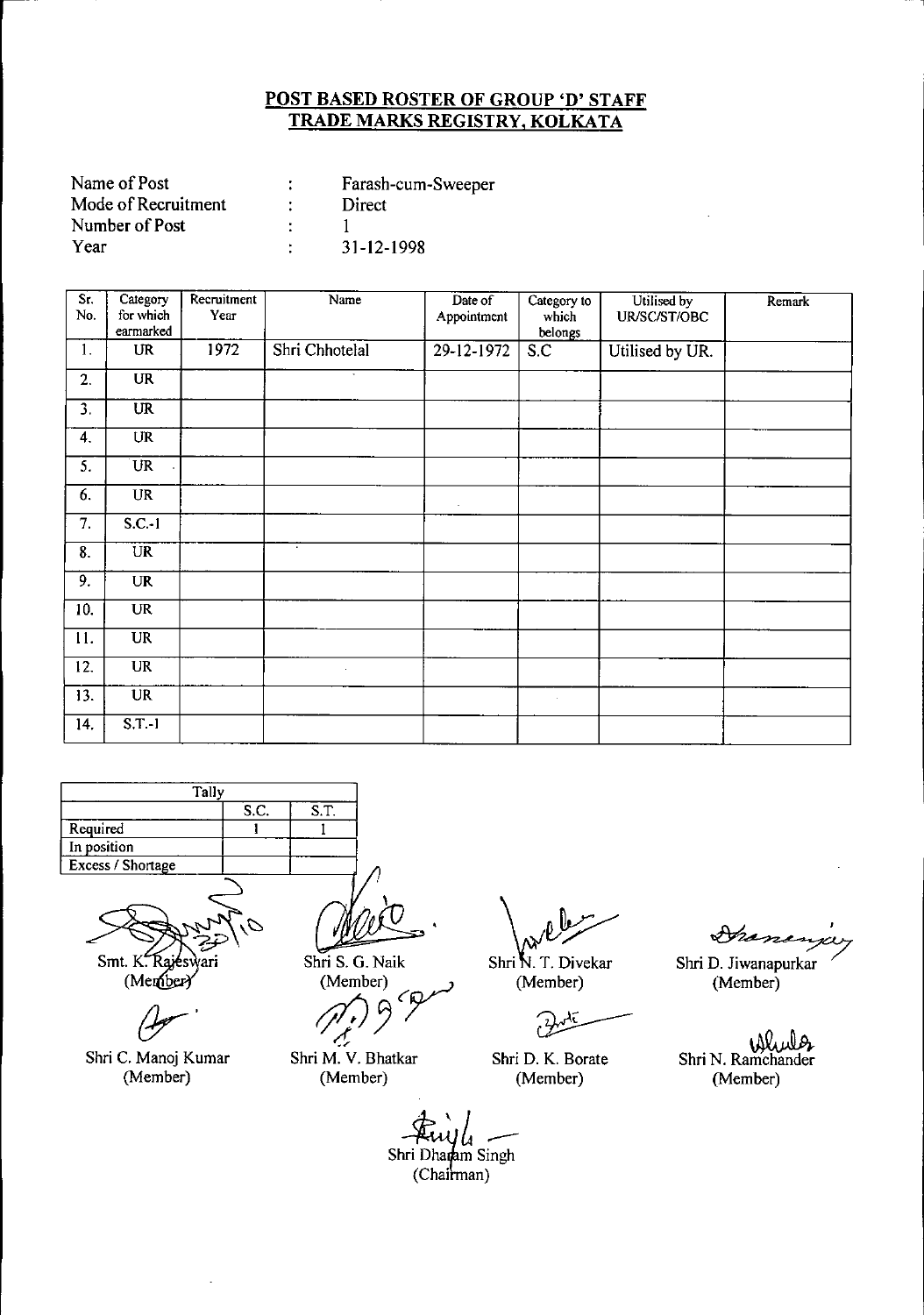## POST BASED ROSTER OF GROUP 'D' STAFF
## TRADE MARKS REGISTRY, KOLKATA

| | | |
|---|---|---|
| Name of Post | : | Farash-cum-Sweeper |
| Mode of Recruitment | : | Direct |
| Number of Post | : | 1 |
| Year | : | 31-12-1998 |

| Sr. No. | Category for which earmarked | Recruitment Year | Name | Date of Appointment | Category to which belongs | Utilised by UR/SC/ST/OBC | Remark |
|---|---|---|---|---|---|---|---|
| 1. | UR | 1972 | Shri Chhotelal | 29-12-1972 | S.C | Utilised by UR. | |
| 2. | UR | | | | | | |
| 3. | UR | | | | | | |
| 4. | UR | | | | | | |
| 5. | UR | | | | | | |
| 6. | UR | | | | | | |
| 7. | S.C.-1 | | | | | | |
| 8. | UR | | | | | | |
| 9. | UR | | | | | | |
| 10. | UR | | | | | | |
| 11. | UR | | | | | | |
| 12. | UR | | | | | | |
| 13. | UR | | | | | | |
| 14. | S.T.-1 | | | | | | |

| Tally | | |
|---|---|---|
| | S.C. | S.T. |
| Required | 1 | 1 |
| In position | | |
| Excess / Shortage | | |

Smt. K. Rajeswari (Member) | Shri S. G. Naik (Member) | Shri N. T. Divekar (Member) | Shri D. Jiwanapurkar (Member)

Shri C. Manoj Kumar (Member) | Shri M. V. Bhatkar (Member) | Shri D. K. Borate (Member) | Shri N. Ramchander (Member)

Shri Dharam Singh (Chairman)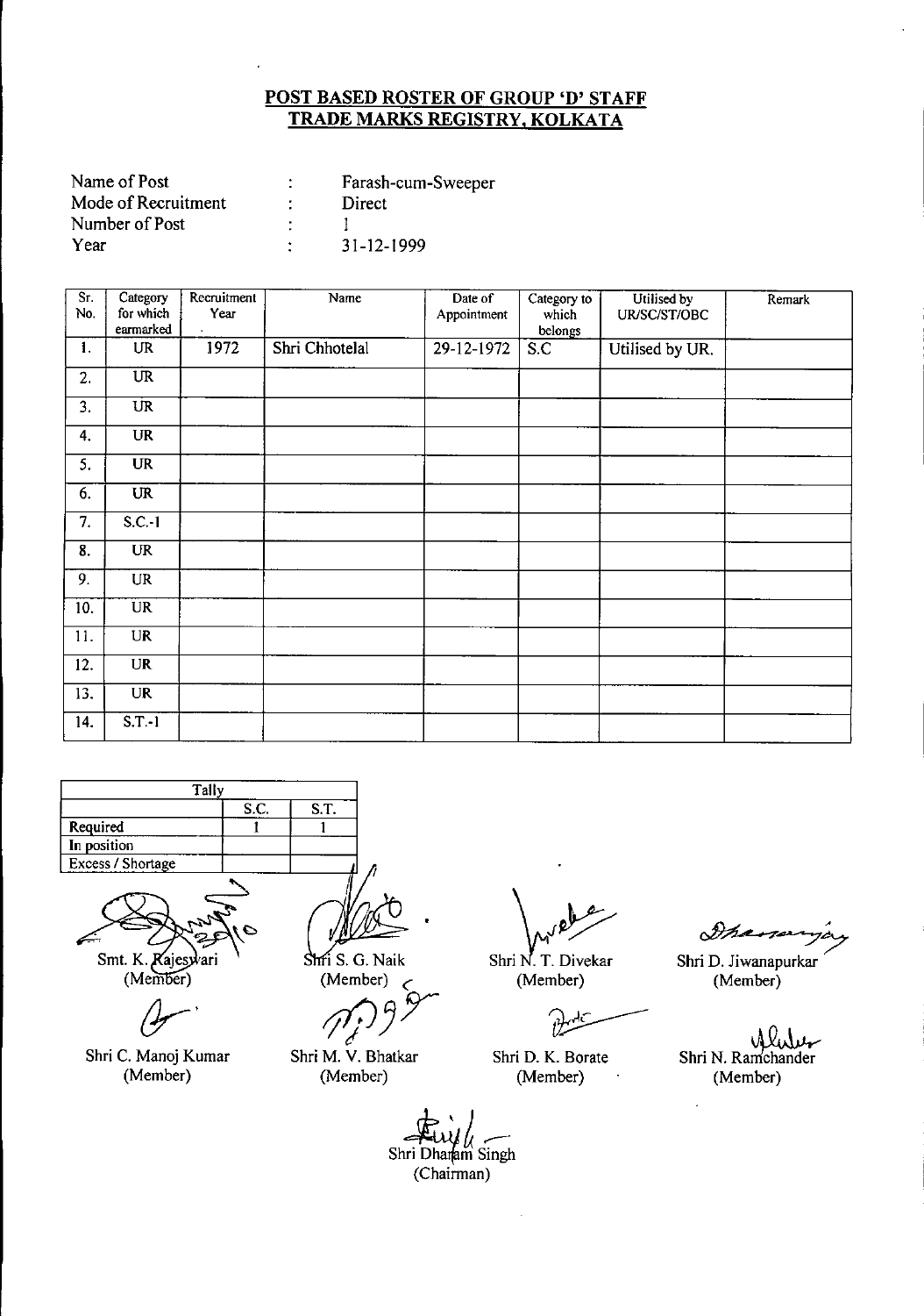## POST BASED ROSTER OF GROUP 'D' STAFF
## TRADE MARKS REGISTRY, KOLKATA

| | | |
|---|---|---|
| Name of Post | : | Farash-cum-Sweeper |
| Mode of Recruitment | : | Direct |
| Number of Post | : | 1 |
| Year | : | 31-12-1999 |

| Sr. No. | Category for which earmarked | Recruitment Year | Name | Date of Appointment | Category to which belongs | Utilised by UR/SC/ST/OBC | Remark |
|---|---|---|---|---|---|---|---|
| 1. | UR | 1972 | Shri Chhotelal | 29-12-1972 | S.C | Utilised by UR. | |
| 2. | UR | | | | | | |
| 3. | UR | | | | | | |
| 4. | UR | | | | | | |
| 5. | UR | | | | | | |
| 6. | UR | | | | | | |
| 7. | S.C.-1 | | | | | | |
| 8. | UR | | | | | | |
| 9. | UR | | | | | | |
| 10. | UR | | | | | | |
| 11. | UR | | | | | | |
| 12. | UR | | | | | | |
| 13. | UR | | | | | | |
| 14. | S.T.-1 | | | | | | |

| Tally | | |
|---|---|---|
| | S.C. | S.T. |
| Required | 1 | 1 |
| In position | | |
| Excess / Shortage | | |

Smt. K. Rajeswari (Member) — Shri S. G. Naik (Member) — Shri N. T. Divekar (Member) — Shri D. Jiwanapurkar (Member)

Shri C. Manoj Kumar (Member) — Shri M. V. Bhatkar (Member) — Shri D. K. Borate (Member) — Shri N. Ramchander (Member)

Shri Dharam Singh (Chairman)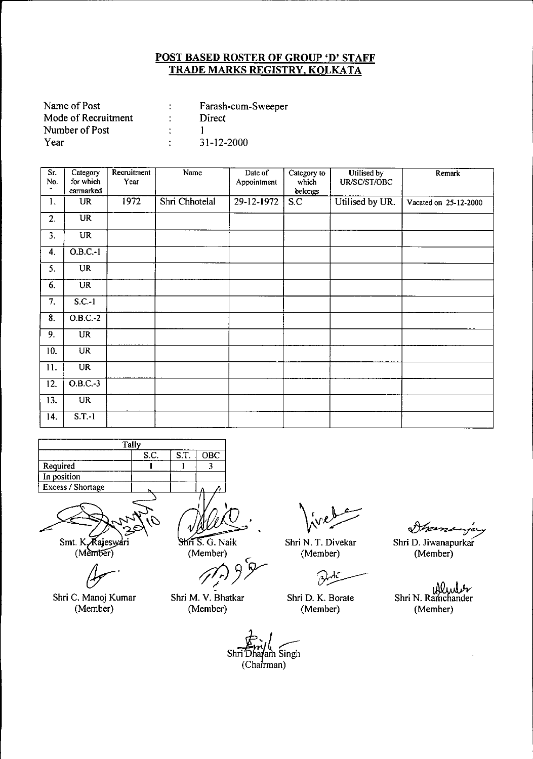# POST BASED ROSTER OF GROUP 'D' STAFF
# TRADE MARKS REGISTRY, KOLKATA

| | | |
|---|---|---|
| Name of Post | : | Farash-cum-Sweeper |
| Mode of Recruitment | : | Direct |
| Number of Post | : | 1 |
| Year | : | 31-12-2000 |

| Sr. No. | Category for which earmarked | Recruitment Year | Name | Date of Appointment | Category to which belongs | Utilised by UR/SC/ST/OBC | Remark |
|---|---|---|---|---|---|---|---|
| 1. | UR | 1972 | Shri Chhotelal | 29-12-1972 | S.C | Utilised by UR. | Vacated on 25-12-2000 |
| 2. | UR | | | | | | |
| 3. | UR | | | | | | |
| 4. | O.B.C.-1 | | | | | | |
| 5. | UR | | | | | | |
| 6. | UR | | | | | | |
| 7. | S.C.-1 | | | | | | |
| 8. | O.B.C.-2 | | | | | | |
| 9. | UR | | | | | | |
| 10. | UR | | | | | | |
| 11. | UR | | | | | | |
| 12. | O.B.C.-3 | | | | | | |
| 13. | UR | | | | | | |
| 14. | S.T.-1 | | | | | | |

| Tally | S.C. | S.T. | OBC |
|---|---|---|---|
| Required | 1 | 1 | 3 |
| In position | | | |
| Excess / Shortage | | | |

Smt. K. Rajeswari (Member) — Shri S. G. Naik (Member) — Shri N. T. Divekar (Member) — Shri D. Jiwanapurkar (Member)

Shri C. Manoj Kumar (Member) — Shri M. V. Bhatkar (Member) — Shri D. K. Borate (Member) — Shri N. Ramchander (Member)

Shri Dharam Singh (Chairman)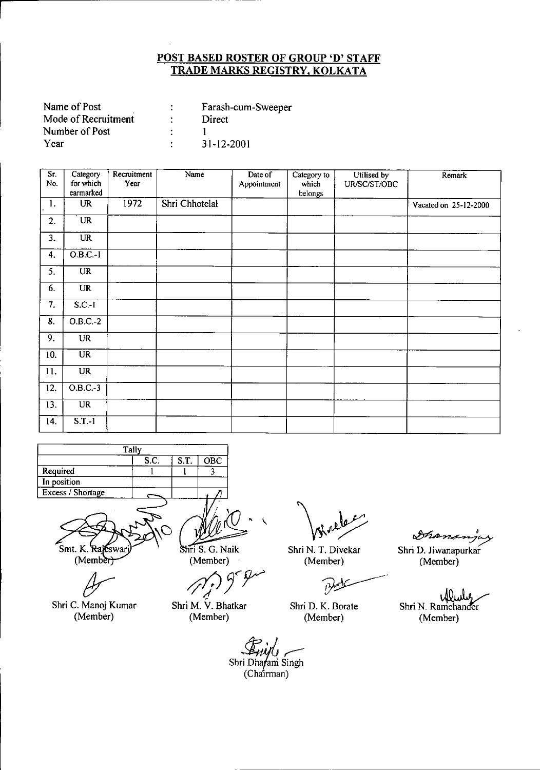## POST BASED ROSTER OF GROUP 'D' STAFF
## TRADE MARKS REGISTRY, KOLKATA

| | | |
|---|---|---|
| Name of Post | : | Farash-cum-Sweeper |
| Mode of Recruitment | : | Direct |
| Number of Post | : | 1 |
| Year | : | 31-12-2001 |

| Sr. No. | Category for which earmarked | Recruitment Year | Name | Date of Appointment | Category to which belongs | Utilised by UR/SC/ST/OBC | Remark |
|---|---|---|---|---|---|---|---|
| 1. | UR | 1972 | Shri Chhotelal | | | | Vacated on 25-12-2000 |
| 2. | UR | | | | | | |
| 3. | UR | | | | | | |
| 4. | O.B.C.-1 | | | | | | |
| 5. | UR | | | | | | |
| 6. | UR | | | | | | |
| 7. | S.C.-1 | | | | | | |
| 8. | O.B.C.-2 | | | | | | |
| 9. | UR | | | | | | |
| 10. | UR | | | | | | |
| 11. | UR | | | | | | |
| 12. | O.B.C.-3 | | | | | | |
| 13. | UR | | | | | | |
| 14. | S.T.-1 | | | | | | |

| Tally | | | |
|---|---|---|---|
| | S.C. | S.T. | OBC |
| Required | 1 | 1 | 3 |
| In position | | | |
| Excess / Shortage | | | |

Smt. K. Rajeswari (Member)

Shri S. G. Naik (Member)

Shri N. T. Divekar (Member)

Shri D. Jiwanapurkar (Member)

Shri C. Manoj Kumar (Member)

Shri M. V. Bhatkar (Member)

Shri D. K. Borate (Member)

Shri N. Ramchander (Member)

Shri Dharam Singh (Chairman)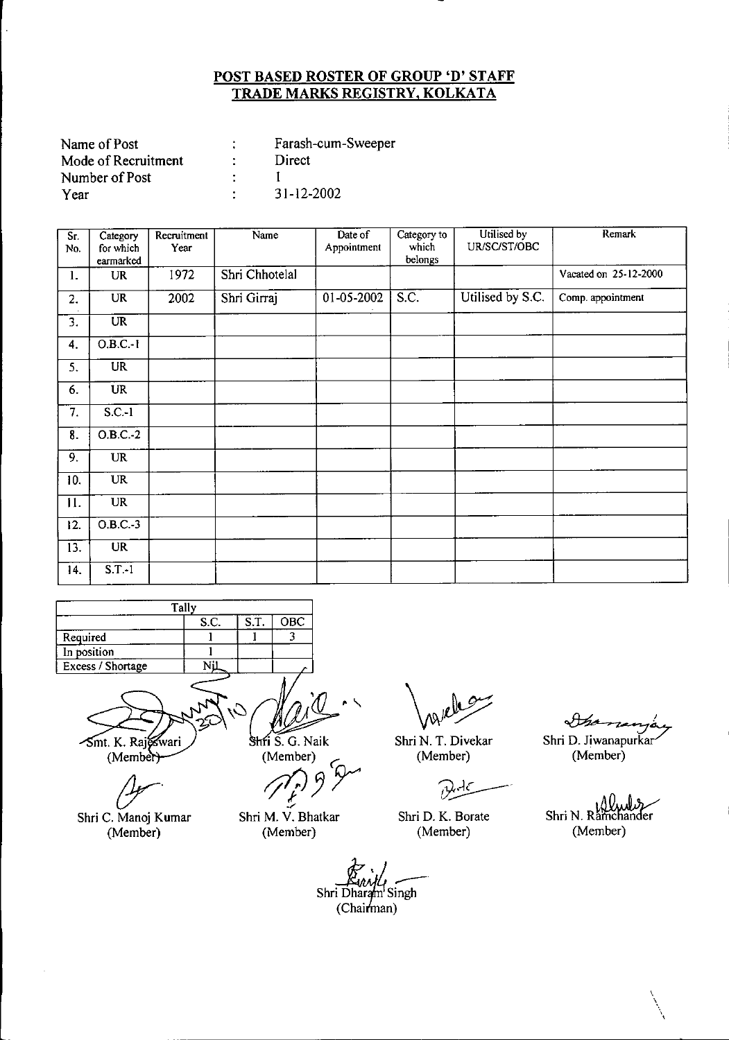## POST BASED ROSTER OF GROUP 'D' STAFF
## TRADE MARKS REGISTRY, KOLKATA

Name of Post : Farash-cum-Sweeper
Mode of Recruitment : Direct
Number of Post : I
Year : 31-12-2002

| Sr. No. | Category for which earmarked | Recruitment Year | Name | Date of Appointment | Category to which belongs | Utilised by UR/SC/ST/OBC | Remark |
|---|---|---|---|---|---|---|---|
| 1. | UR | 1972 | Shri Chhotelal | | | | Vacated on 25-12-2000 |
| 2. | UR | 2002 | Shri Girraj | 01-05-2002 | S.C. | Utilised by S.C. | Comp. appointment |
| 3. | UR | | | | | | |
| 4. | O.B.C.-1 | | | | | | |
| 5. | UR | | | | | | |
| 6. | UR | | | | | | |
| 7. | S.C.-1 | | | | | | |
| 8. | O.B.C.-2 | | | | | | |
| 9. | UR | | | | | | |
| 10. | UR | | | | | | |
| 11. | UR | | | | | | |
| 12. | O.B.C.-3 | | | | | | |
| 13. | UR | | | | | | |
| 14. | S.T.-1 | | | | | | |

| Tally | | | |
|---|---|---|---|
| | S.C. | S.T. | OBC |
| Required | 1 | 1 | 3 |
| In position | 1 | | |
| Excess / Shortage | Nil | | |

Smt. K. Rajeswari (Member)

Shri S. G. Naik (Member)

Shri N. T. Divekar (Member)

Shri D. Jiwanapurkar (Member)

Shri C. Manoj Kumar (Member)

Shri M. V. Bhatkar (Member)

Shri D. K. Borate (Member)

Shri N. Ramchander (Member)

Shri Dharam Singh (Chairman)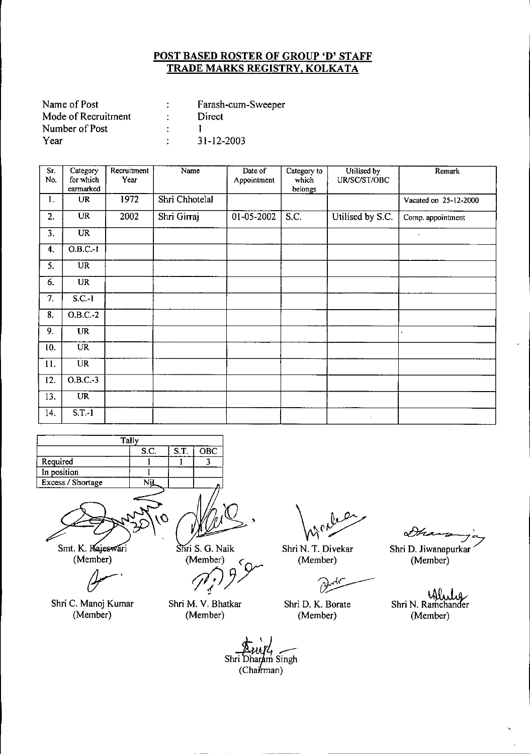## POST BASED ROSTER OF GROUP 'D' STAFF
## TRADE MARKS REGISTRY, KOLKATA

| | | |
|---|---|---|
| Name of Post | : | Farash-cum-Sweeper |
| Mode of Recruitment | : | Direct |
| Number of Post | : | 1 |
| Year | : | 31-12-2003 |

| Sr. No. | Category for which earmarked | Recruitment Year | Name | Date of Appointment | Category to which belongs | Utilised by UR/SC/ST/OBC | Remark |
|---|---|---|---|---|---|---|---|
| 1. | UR | 1972 | Shri Chhotelal | | | | Vacated on 25-12-2000 |
| 2. | UR | 2002 | Shri Girraj | 01-05-2002 | S.C. | Utilised by S.C. | Comp. appointment |
| 3. | UR | | | | | | |
| 4. | O.B.C.-1 | | | | | | |
| 5. | UR | | | | | | |
| 6. | UR | | | | | | |
| 7. | S.C.-1 | | | | | | |
| 8. | O.B.C.-2 | | | | | | |
| 9. | UR | | | | | | |
| 10. | UR | | | | | | |
| 11. | UR | | | | | | |
| 12. | O.B.C.-3 | | | | | | |
| 13. | UR | | | | | | |
| 14. | S.T.-1 | | | | | | |

| Tally | | | |
|---|---|---|---|
| | S.C. | S.T. | OBC |
| Required | 1 | 1 | 3 |
| In position | 1 | | |
| Excess / Shortage | Nil | | |

Smt. K. Rajeswari (Member)

Shri S. G. Naik (Member)

Shri N. T. Divekar (Member)

Shri D. Jiwanapurkar (Member)

Shri C. Manoj Kumar (Member)

Shri M. V. Bhatkar (Member)

Shri D. K. Borate (Member)

Shri N. Ramchander (Member)

Shri Dharam Singh (Chairman)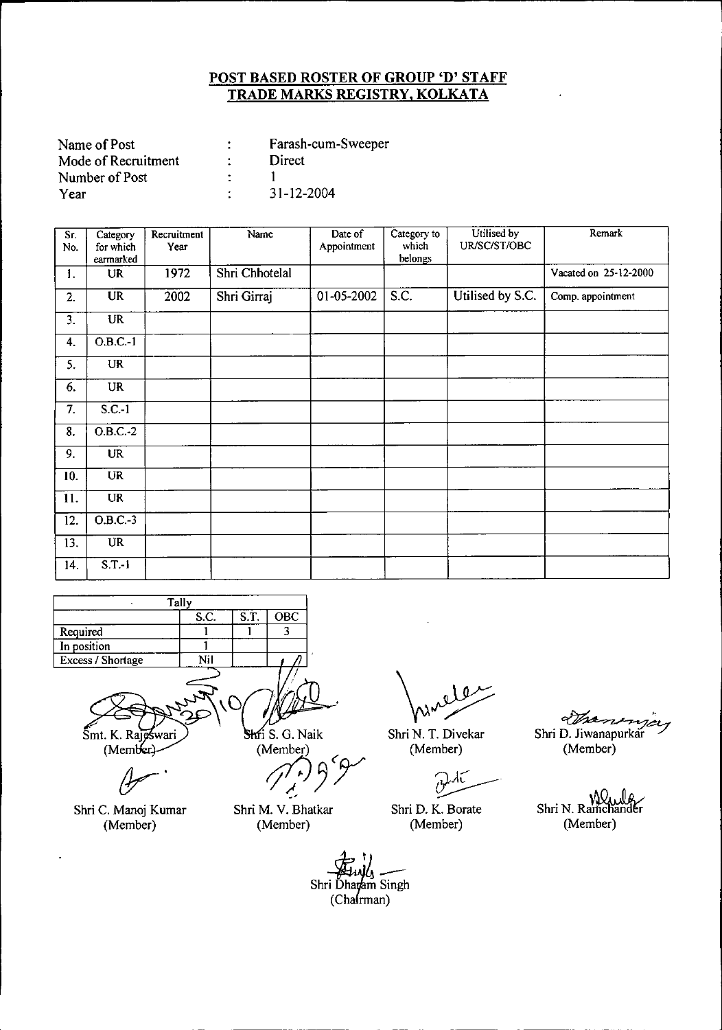**POST BASED ROSTER OF GROUP 'D' STAFF**
**TRADE MARKS REGISTRY, KOLKATA**

| | | |
|---|---|---|
| Name of Post | : | Farash-cum-Sweeper |
| Mode of Recruitment | : | Direct |
| Number of Post | : | 1 |
| Year | : | 31-12-2004 |

| Sr. No. | Category for which earmarked | Recruitment Year | Name | Date of Appointment | Category to which belongs | Utilised by UR/SC/ST/OBC | Remark |
|---|---|---|---|---|---|---|---|
| 1. | UR | 1972 | Shri Chhotelal | | | | Vacated on 25-12-2000 |
| 2. | UR | 2002 | Shri Girraj | 01-05-2002 | S.C. | Utilised by S.C. | Comp. appointment |
| 3. | UR | | | | | | |
| 4. | O.B.C.-1 | | | | | | |
| 5. | UR | | | | | | |
| 6. | UR | | | | | | |
| 7. | S.C.-1 | | | | | | |
| 8. | O.B.C.-2 | | | | | | |
| 9. | UR | | | | | | |
| 10. | UR | | | | | | |
| 11. | UR | | | | | | |
| 12. | O.B.C.-3 | | | | | | |
| 13. | UR | | | | | | |
| 14. | S.T.-1 | | | | | | |

| Tally | S.C. | S.T. | OBC |
|---|---|---|---|
| Required | 1 | 1 | 3 |
| In position | 1 | | |
| Excess / Shortage | Nil | | |

Smt. K. Rajeswari (Member)

Shri S. G. Naik (Member)

Shri N. T. Divekar (Member)

Shri D. Jiwanapurkar (Member)

Shri C. Manoj Kumar (Member)

Shri M. V. Bhatkar (Member)

Shri D. K. Borate (Member)

Shri N. Ramchander (Member)

Shri Dharam Singh (Chairman)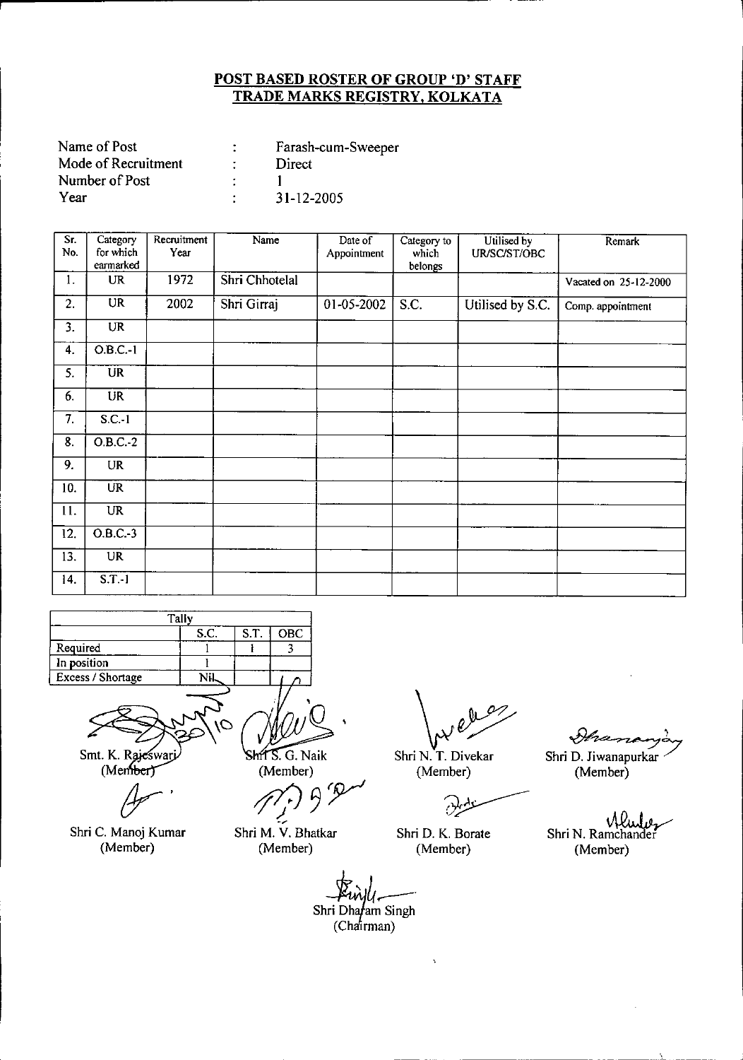## POST BASED ROSTER OF GROUP 'D' STAFF
## TRADE MARKS REGISTRY, KOLKATA

| | | |
|---|---|---|
| Name of Post | : | Farash-cum-Sweeper |
| Mode of Recruitment | : | Direct |
| Number of Post | : | 1 |
| Year | : | 31-12-2005 |

| Sr. No. | Category for which earmarked | Recruitment Year | Name | Date of Appointment | Category to which belongs | Utilised by UR/SC/ST/OBC | Remark |
|---|---|---|---|---|---|---|---|
| 1. | UR | 1972 | Shri Chhotelal | | | | Vacated on 25-12-2000 |
| 2. | UR | 2002 | Shri Girraj | 01-05-2002 | S.C. | Utilised by S.C. | Comp. appointment |
| 3. | UR | | | | | | |
| 4. | O.B.C.-1 | | | | | | |
| 5. | UR | | | | | | |
| 6. | UR | | | | | | |
| 7. | S.C.-1 | | | | | | |
| 8. | O.B.C.-2 | | | | | | |
| 9. | UR | | | | | | |
| 10. | UR | | | | | | |
| 11. | UR | | | | | | |
| 12. | O.B.C.-3 | | | | | | |
| 13. | UR | | | | | | |
| 14. | S.T.-1 | | | | | | |

| Tally | S.C. | S.T. | OBC |
|---|---|---|---|
| Required | 1 | 1 | 3 |
| In position | 1 | | |
| Excess / Shortage | Nil | | |

Smt. K. Rajeswari (Member)
Shri S. G. Naik (Member)
Shri N. T. Divekar (Member)
Shri D. Jiwanapurkar (Member)

Shri C. Manoj Kumar (Member)
Shri M. V. Bhatkar (Member)
Shri D. K. Borate (Member)
Shri N. Ramchander (Member)

Shri Dharam Singh (Chairman)